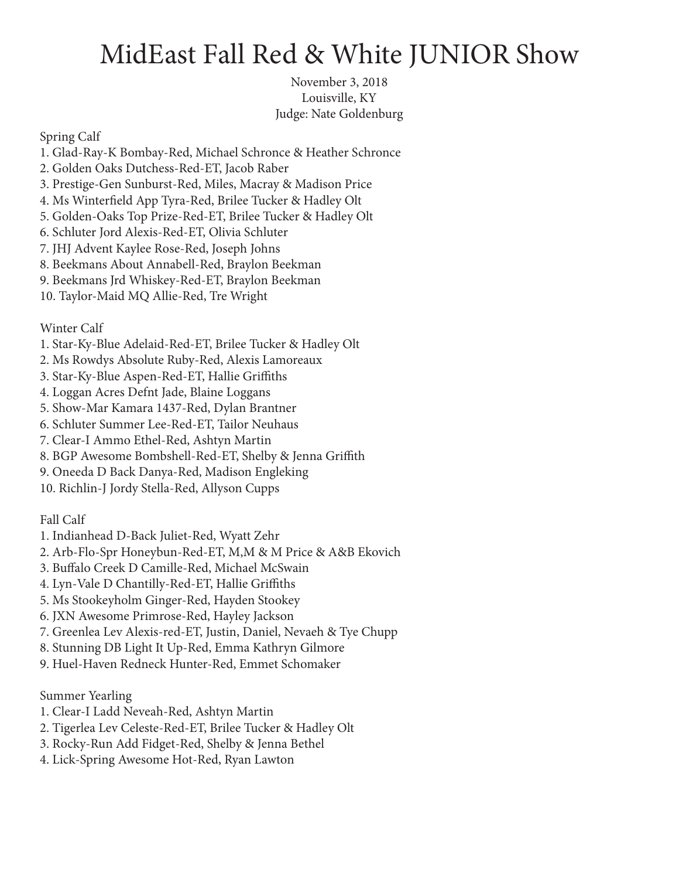# MidEast Fall Red & White JUNIOR Show

November 3, 2018
Louisville, KY
Judge: Nate Goldenburg

Spring Calf
1. Glad-Ray-K Bombay-Red, Michael Schronce & Heather Schronce
2. Golden Oaks Dutchess-Red-ET, Jacob Raber
3. Prestige-Gen Sunburst-Red, Miles, Macray & Madison Price
4. Ms Winterfield App Tyra-Red, Brilee Tucker & Hadley Olt
5. Golden-Oaks Top Prize-Red-ET, Brilee Tucker & Hadley Olt
6. Schluter Jord Alexis-Red-ET, Olivia Schluter
7. JHJ Advent Kaylee Rose-Red, Joseph Johns
8. Beekmans About Annabell-Red, Braylon Beekman
9. Beekmans Jrd Whiskey-Red-ET, Braylon Beekman
10. Taylor-Maid MQ Allie-Red, Tre Wright

Winter Calf
1. Star-Ky-Blue Adelaid-Red-ET, Brilee Tucker & Hadley Olt
2. Ms Rowdys Absolute Ruby-Red, Alexis Lamoreaux
3. Star-Ky-Blue Aspen-Red-ET, Hallie Griffiths
4. Loggan Acres Defnt Jade, Blaine Loggans
5. Show-Mar Kamara 1437-Red, Dylan Brantner
6. Schluter Summer Lee-Red-ET, Tailor Neuhaus
7. Clear-I Ammo Ethel-Red, Ashtyn Martin
8. BGP Awesome Bombshell-Red-ET, Shelby & Jenna Griffith
9. Oneeda D Back Danya-Red, Madison Engleking
10. Richlin-J Jordy Stella-Red, Allyson Cupps

Fall Calf
1. Indianhead D-Back Juliet-Red, Wyatt Zehr
2. Arb-Flo-Spr Honeybun-Red-ET, M,M & M Price & A&B Ekovich
3. Buffalo Creek D Camille-Red, Michael McSwain
4. Lyn-Vale D Chantilly-Red-ET, Hallie Griffiths
5. Ms Stookeyholm Ginger-Red, Hayden Stookey
6. JXN Awesome Primrose-Red, Hayley Jackson
7. Greenlea Lev Alexis-red-ET, Justin, Daniel, Nevaeh & Tye Chupp
8. Stunning DB Light It Up-Red, Emma Kathryn Gilmore
9. Huel-Haven Redneck Hunter-Red, Emmet Schomaker

Summer Yearling
1. Clear-I Ladd Neveah-Red, Ashtyn Martin
2. Tigerlea Lev Celeste-Red-ET, Brilee Tucker & Hadley Olt
3. Rocky-Run Add Fidget-Red, Shelby & Jenna Bethel
4. Lick-Spring Awesome Hot-Red, Ryan Lawton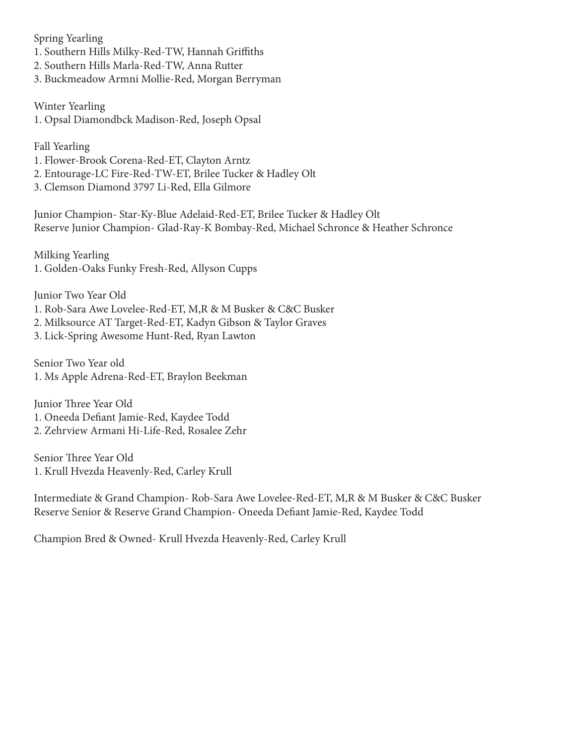Spring Yearling

1. Southern Hills Milky-Red-TW, Hannah Griffiths
2. Southern Hills Marla-Red-TW, Anna Rutter
3. Buckmeadow Armni Mollie-Red, Morgan Berryman

Winter Yearling

1. Opsal Diamondbck Madison-Red, Joseph Opsal

Fall Yearling

1. Flower-Brook Corena-Red-ET, Clayton Arntz
2. Entourage-LC Fire-Red-TW-ET, Brilee Tucker & Hadley Olt
3. Clemson Diamond 3797 Li-Red, Ella Gilmore

Junior Champion- Star-Ky-Blue Adelaid-Red-ET, Brilee Tucker & Hadley Olt
Reserve Junior Champion- Glad-Ray-K Bombay-Red, Michael Schronce & Heather Schronce

Milking Yearling

1. Golden-Oaks Funky Fresh-Red, Allyson Cupps

Junior Two Year Old

1. Rob-Sara Awe Lovelee-Red-ET, M,R & M Busker & C&C Busker
2. Milksource AT Target-Red-ET, Kadyn Gibson & Taylor Graves
3. Lick-Spring Awesome Hunt-Red, Ryan Lawton

Senior Two Year old

1. Ms Apple Adrena-Red-ET, Braylon Beekman

Junior Three Year Old

1. Oneeda Defiant Jamie-Red, Kaydee Todd
2. Zehrview Armani Hi-Life-Red, Rosalee Zehr

Senior Three Year Old

1. Krull Hvezda Heavenly-Red, Carley Krull

Intermediate & Grand Champion- Rob-Sara Awe Lovelee-Red-ET, M,R & M Busker & C&C Busker
Reserve Senior & Reserve Grand Champion- Oneeda Defiant Jamie-Red, Kaydee Todd

Champion Bred & Owned- Krull Hvezda Heavenly-Red, Carley Krull